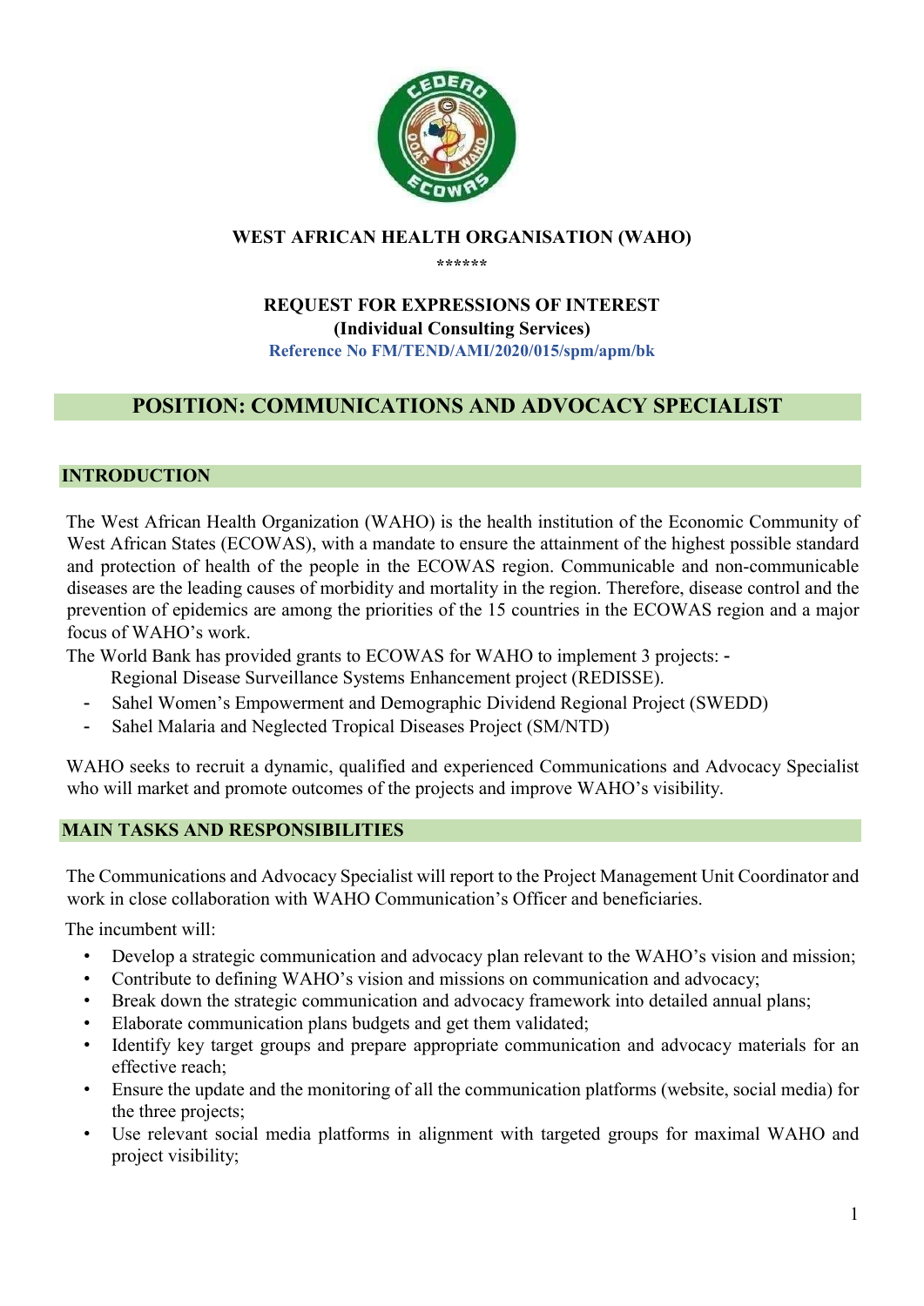**WEST AFRICAN HEALTH ORGANISATION (WAHO)**

******

**REQUEST FOR EXPRESSIONS OF INTEREST**
**(Individual Consulting Services)**
**Reference No FM/TEND/AMI/2020/015/spm/apm/bk**

# POSITION: COMMUNICATIONS AND ADVOCACY SPECIALIST

## INTRODUCTION

The West African Health Organization (WAHO) is the health institution of the Economic Community of West African States (ECOWAS), with a mandate to ensure the attainment of the highest possible standard and protection of health of the people in the ECOWAS region. Communicable and non-communicable diseases are the leading causes of morbidity and mortality in the region. Therefore, disease control and the prevention of epidemics are among the priorities of the 15 countries in the ECOWAS region and a major focus of WAHO's work.

The World Bank has provided grants to ECOWAS for WAHO to implement 3 projects: -

- Regional Disease Surveillance Systems Enhancement project (REDISSE).
- Sahel Women's Empowerment and Demographic Dividend Regional Project (SWEDD)
- Sahel Malaria and Neglected Tropical Diseases Project (SM/NTD)

WAHO seeks to recruit a dynamic, qualified and experienced Communications and Advocacy Specialist who will market and promote outcomes of the projects and improve WAHO's visibility.

## MAIN TASKS AND RESPONSIBILITIES

The Communications and Advocacy Specialist will report to the Project Management Unit Coordinator and work in close collaboration with WAHO Communication's Officer and beneficiaries.

The incumbent will:

- Develop a strategic communication and advocacy plan relevant to the WAHO's vision and mission;
- Contribute to defining WAHO's vision and missions on communication and advocacy;
- Break down the strategic communication and advocacy framework into detailed annual plans;
- Elaborate communication plans budgets and get them validated;
- Identify key target groups and prepare appropriate communication and advocacy materials for an effective reach;
- Ensure the update and the monitoring of all the communication platforms (website, social media) for the three projects;
- Use relevant social media platforms in alignment with targeted groups for maximal WAHO and project visibility;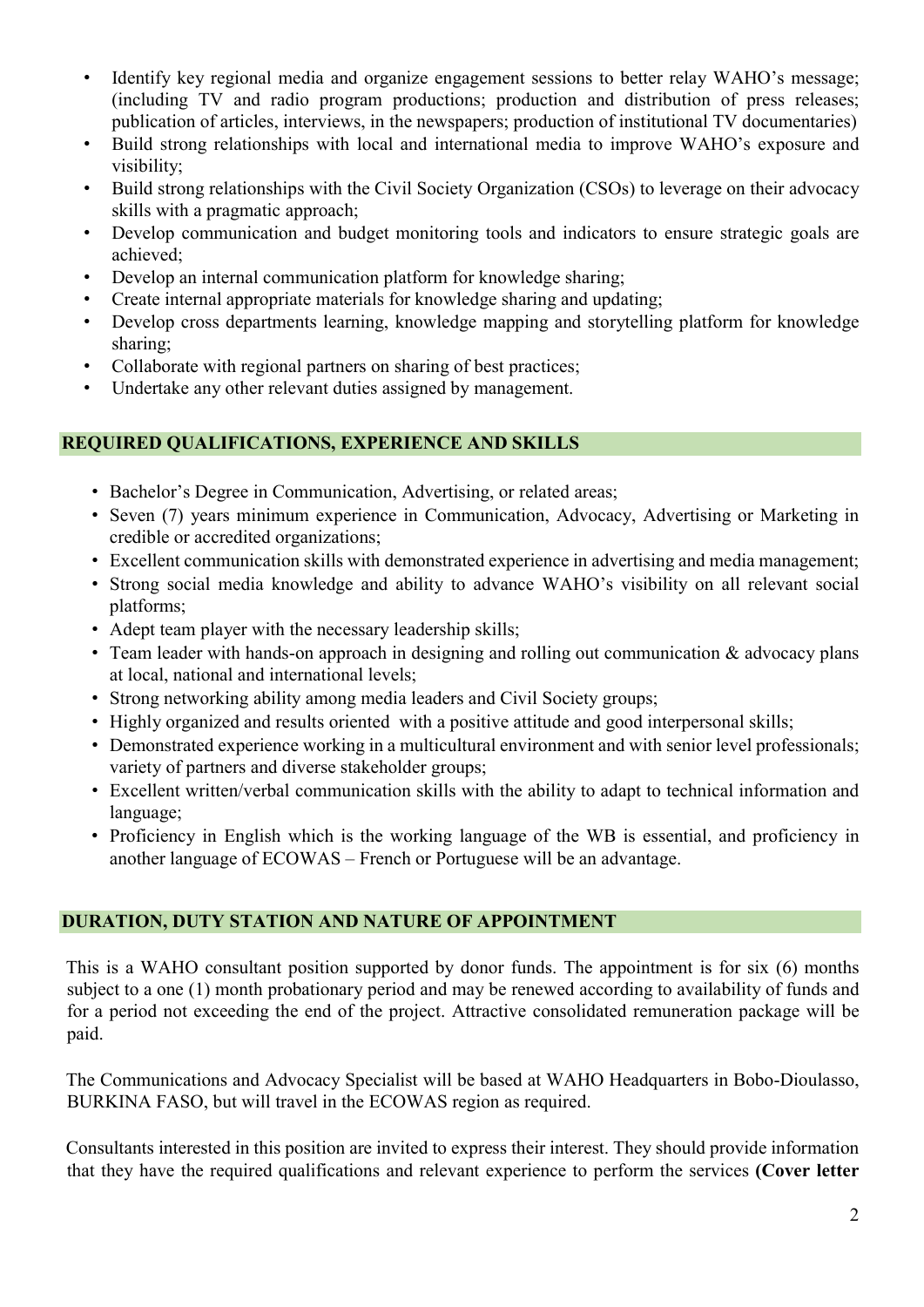- Identify key regional media and organize engagement sessions to better relay WAHO's message; (including TV and radio program productions; production and distribution of press releases; publication of articles, interviews, in the newspapers; production of institutional TV documentaries)
- Build strong relationships with local and international media to improve WAHO's exposure and visibility;
- Build strong relationships with the Civil Society Organization (CSOs) to leverage on their advocacy skills with a pragmatic approach;
- Develop communication and budget monitoring tools and indicators to ensure strategic goals are achieved;
- Develop an internal communication platform for knowledge sharing;
- Create internal appropriate materials for knowledge sharing and updating;
- Develop cross departments learning, knowledge mapping and storytelling platform for knowledge sharing;
- Collaborate with regional partners on sharing of best practices;
- Undertake any other relevant duties assigned by management.

## REQUIRED QUALIFICATIONS, EXPERIENCE AND SKILLS

- Bachelor's Degree in Communication, Advertising, or related areas;
- Seven (7) years minimum experience in Communication, Advocacy, Advertising or Marketing in credible or accredited organizations;
- Excellent communication skills with demonstrated experience in advertising and media management;
- Strong social media knowledge and ability to advance WAHO's visibility on all relevant social platforms;
- Adept team player with the necessary leadership skills;
- Team leader with hands-on approach in designing and rolling out communication & advocacy plans at local, national and international levels;
- Strong networking ability among media leaders and Civil Society groups;
- Highly organized and results oriented with a positive attitude and good interpersonal skills;
- Demonstrated experience working in a multicultural environment and with senior level professionals; variety of partners and diverse stakeholder groups;
- Excellent written/verbal communication skills with the ability to adapt to technical information and language;
- Proficiency in English which is the working language of the WB is essential, and proficiency in another language of ECOWAS – French or Portuguese will be an advantage.

## DURATION, DUTY STATION AND NATURE OF APPOINTMENT

This is a WAHO consultant position supported by donor funds. The appointment is for six (6) months subject to a one (1) month probationary period and may be renewed according to availability of funds and for a period not exceeding the end of the project. Attractive consolidated remuneration package will be paid.

The Communications and Advocacy Specialist will be based at WAHO Headquarters in Bobo-Dioulasso, BURKINA FASO, but will travel in the ECOWAS region as required.

Consultants interested in this position are invited to express their interest. They should provide information that they have the required qualifications and relevant experience to perform the services **(Cover letter**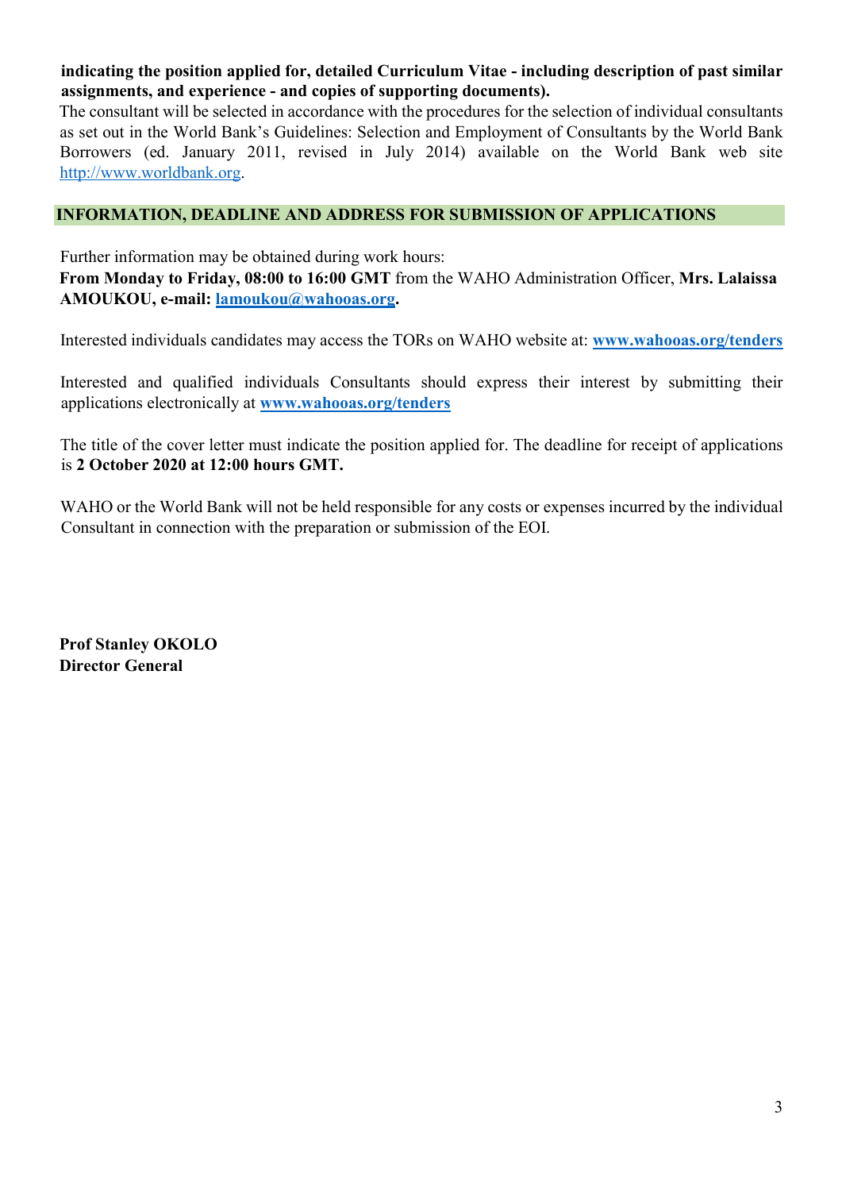**indicating the position applied for, detailed Curriculum Vitae - including description of past similar assignments, and experience - and copies of supporting documents).**

The consultant will be selected in accordance with the procedures for the selection of individual consultants as set out in the World Bank's Guidelines: Selection and Employment of Consultants by the World Bank Borrowers (ed. January 2011, revised in July 2014) available on the World Bank web site http://www.worldbank.org.

## INFORMATION, DEADLINE AND ADDRESS FOR SUBMISSION OF APPLICATIONS

Further information may be obtained during work hours:
**From Monday to Friday, 08:00 to 16:00 GMT** from the WAHO Administration Officer, **Mrs. Lalaissa AMOUKOU, e-mail: lamoukou@wahooas.org.**

Interested individuals candidates may access the TORs on WAHO website at: **www.wahooas.org/tenders**

Interested and qualified individuals Consultants should express their interest by submitting their applications electronically at **www.wahooas.org/tenders**

The title of the cover letter must indicate the position applied for. The deadline for receipt of applications is **2 October 2020 at 12:00 hours GMT.**

WAHO or the World Bank will not be held responsible for any costs or expenses incurred by the individual Consultant in connection with the preparation or submission of the EOI.

**Prof Stanley OKOLO**
**Director General**